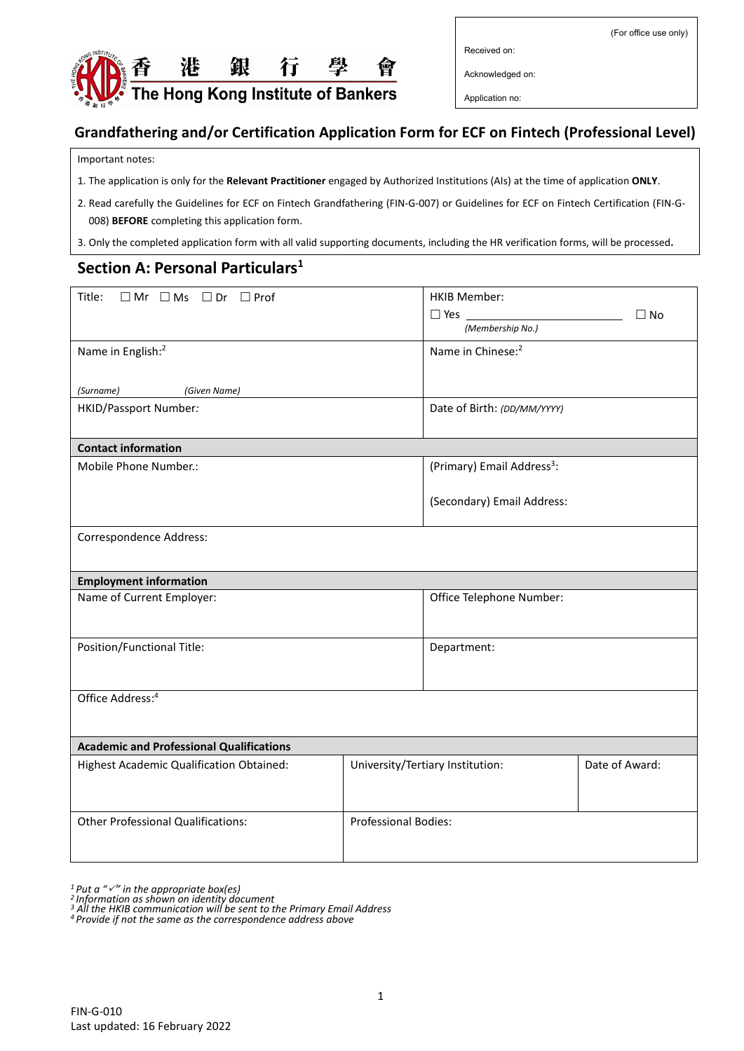香 港 銀 行 學 會
The Hong Kong Institute of Bankers

| (For office use only) |
| --- |
| Received on: |
| Acknowledged on: |
| Application no: |

# Grandfathering and/or Certification Application Form for ECF on Fintech (Professional Level)

Important notes:

1. The application is only for the **Relevant Practitioner** engaged by Authorized Institutions (AIs) at the time of application **ONLY**.
2. Read carefully the Guidelines for ECF on Fintech Grandfathering (FIN-G-007) or Guidelines for ECF on Fintech Certification (FIN-G-008) **BEFORE** completing this application form.
3. Only the completed application form with all valid supporting documents, including the HR verification forms, will be processed**.**

## Section A: Personal Particulars[1]

| | | |
| --- | --- | --- |
| Title: ☐ Mr ☐ Ms ☐ Dr ☐ Prof | HKIB Member: ☐ Yes ______ *(Membership No.)* ☐ No | |
| Name in English:[2] *(Surname)* *(Given Name)* | Name in Chinese:[2] | |
| HKID/Passport Number*:* | Date of Birth: *(DD/MM/YYYY)* | |
| **Contact information** | | |
| Mobile Phone Number.: | (Primary) Email Address[3]: (Secondary) Email Address: | |
| Correspondence Address: | | |
| **Employment information** | | |
| Name of Current Employer: | Office Telephone Number: | |
| Position/Functional Title: | Department: | |
| Office Address:[4] | | |
| **Academic and Professional Qualifications** | | |
| Highest Academic Qualification Obtained: | University/Tertiary Institution: | Date of Award: |
| Other Professional Qualifications: | Professional Bodies: | |

[1] *Put a "✓" in the appropriate box(es)*
[2] *Information as shown on identity document*
[3] *All the HKIB communication will be sent to the Primary Email Address*
[4] *Provide if not the same as the correspondence address above*

FIN-G-010
Last updated: 16 February 2022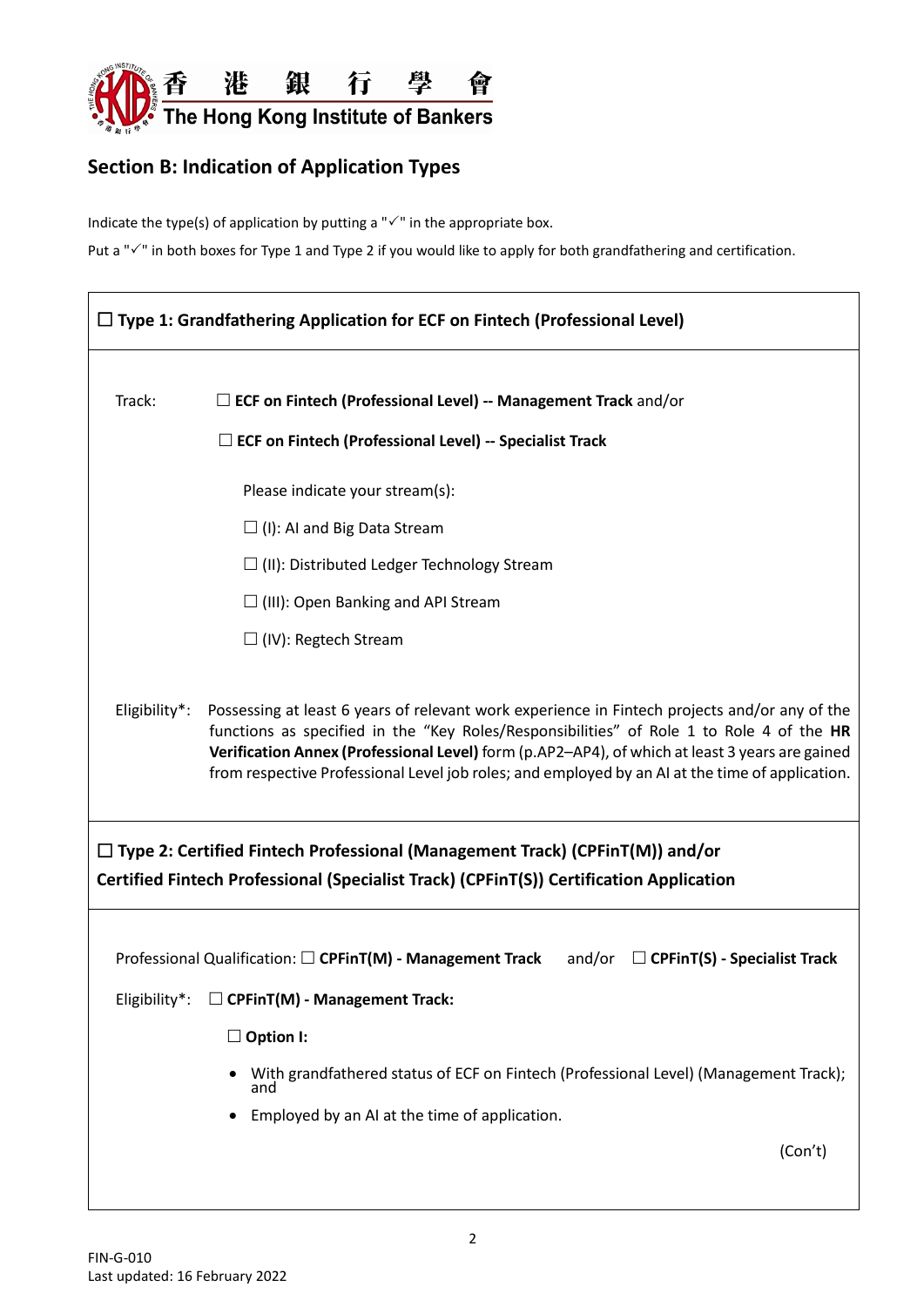## Section B: Indication of Application Types

Indicate the type(s) of application by putting a "✓" in the appropriate box.

Put a "✓" in both boxes for Type 1 and Type 2 if you would like to apply for both grandfathering and certification.

### ☐ Type 1: Grandfathering Application for ECF on Fintech (Professional Level)

Track: ☐ **ECF on Fintech (Professional Level) -- Management Track** and/or

☐ **ECF on Fintech (Professional Level) -- Specialist Track**

Please indicate your stream(s):

☐ (I): AI and Big Data Stream

☐ (II): Distributed Ledger Technology Stream

☐ (III): Open Banking and API Stream

☐ (IV): Regtech Stream

Eligibility*: Possessing at least 6 years of relevant work experience in Fintech projects and/or any of the functions as specified in the "Key Roles/Responsibilities" of Role 1 to Role 4 of the **HR Verification Annex (Professional Level)** form (p.AP2–AP4), of which at least 3 years are gained from respective Professional Level job roles; and employed by an AI at the time of application.

### ☐ Type 2: Certified Fintech Professional (Management Track) (CPFinT(M)) and/or Certified Fintech Professional (Specialist Track) (CPFinT(S)) Certification Application

Professional Qualification: ☐ **CPFinT(M) - Management Track** and/or ☐ **CPFinT(S) - Specialist Track**

Eligibility*: ☐ **CPFinT(M) - Management Track:**

☐ **Option I:**

- With grandfathered status of ECF on Fintech (Professional Level) (Management Track); and
- Employed by an AI at the time of application.

(Con't)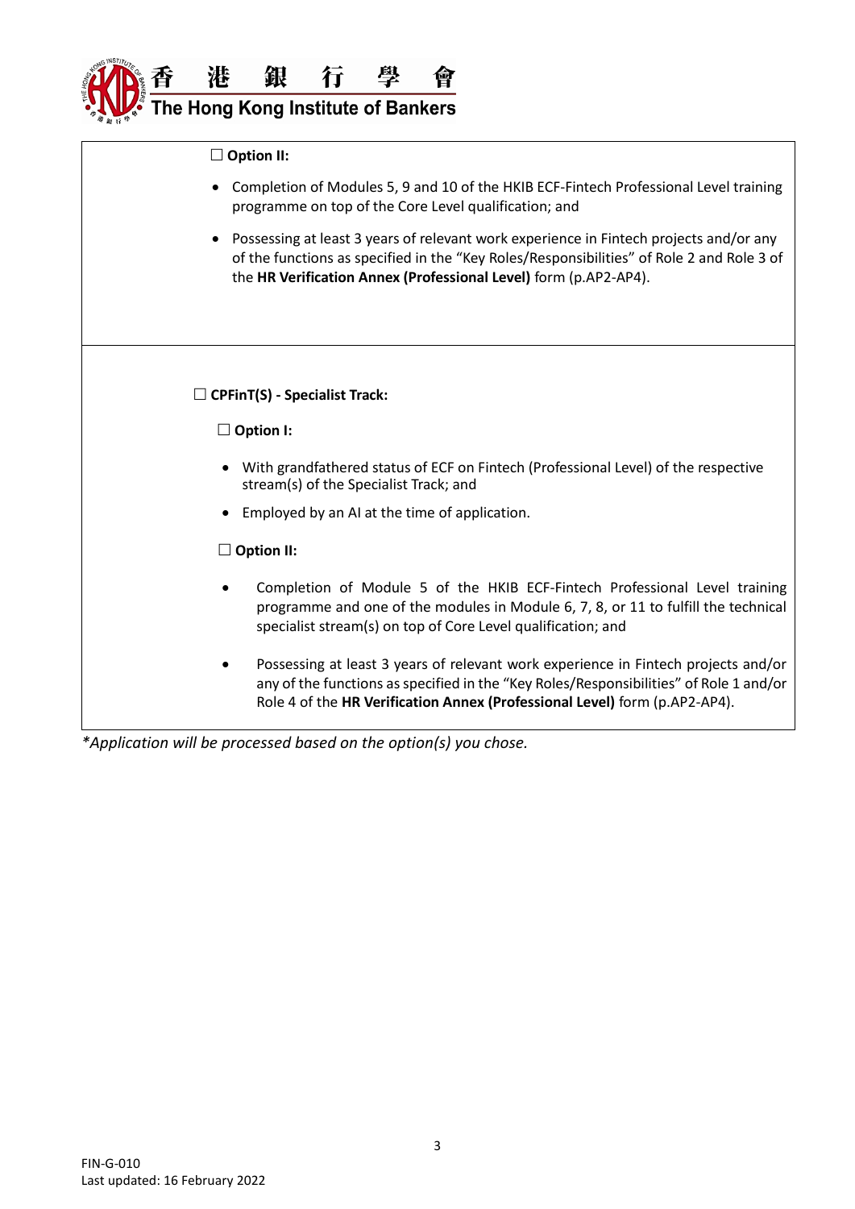☐ **Option II:**

- Completion of Modules 5, 9 and 10 of the HKIB ECF-Fintech Professional Level training programme on top of the Core Level qualification; and
- Possessing at least 3 years of relevant work experience in Fintech projects and/or any of the functions as specified in the "Key Roles/Responsibilities" of Role 2 and Role 3 of the **HR Verification Annex (Professional Level)** form (p.AP2-AP4).

☐ **CPFinT(S) - Specialist Track:**

☐ **Option I:**

- With grandfathered status of ECF on Fintech (Professional Level) of the respective stream(s) of the Specialist Track; and
- Employed by an AI at the time of application.

☐ **Option II:**

- Completion of Module 5 of the HKIB ECF-Fintech Professional Level training programme and one of the modules in Module 6, 7, 8, or 11 to fulfill the technical specialist stream(s) on top of Core Level qualification; and
- Possessing at least 3 years of relevant work experience in Fintech projects and/or any of the functions as specified in the "Key Roles/Responsibilities" of Role 1 and/or Role 4 of the **HR Verification Annex (Professional Level)** form (p.AP2-AP4).

*\*Application will be processed based on the option(s) you chose.*

FIN-G-010
Last updated: 16 February 2022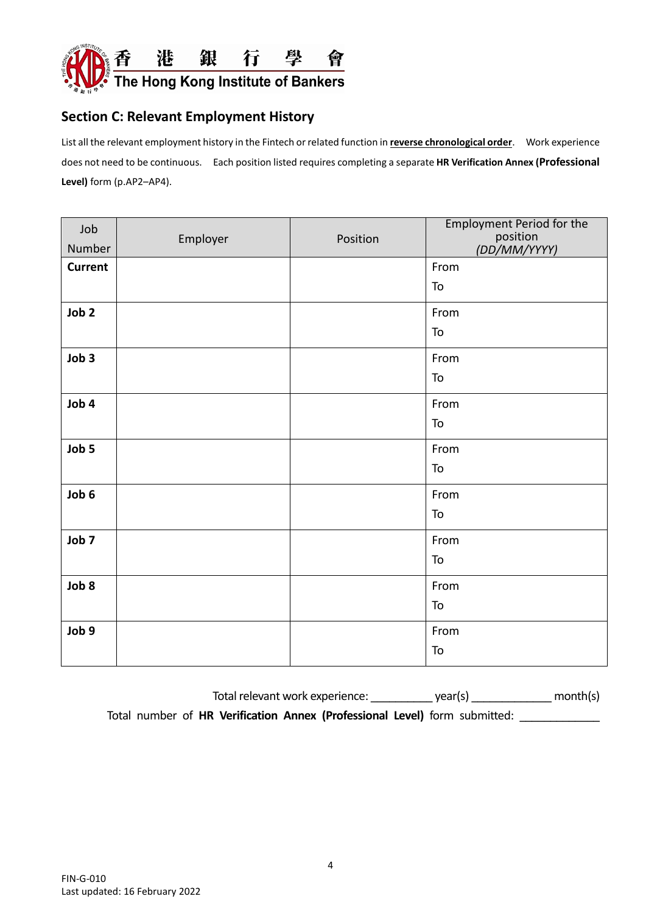## Section C: Relevant Employment History

List all the relevant employment history in the Fintech or related function in **reverse chronological order**. Work experience does not need to be continuous. Each position listed requires completing a separate **HR Verification Annex (Professional Level)** form (p.AP2–AP4).

| Job Number | Employer | Position | Employment Period for the position *(DD/MM/YYYY)* |
|---|---|---|---|
| **Current** | | | From<br>To |
| **Job 2** | | | From<br>To |
| **Job 3** | | | From<br>To |
| **Job 4** | | | From<br>To |
| **Job 5** | | | From<br>To |
| **Job 6** | | | From<br>To |
| **Job 7** | | | From<br>To |
| **Job 8** | | | From<br>To |
| **Job 9** | | | From<br>To |

Total relevant work experience: __________ year(s) _____________ month(s)

Total number of **HR Verification Annex (Professional Level)** form submitted: _____________

FIN-G-010
Last updated: 16 February 2022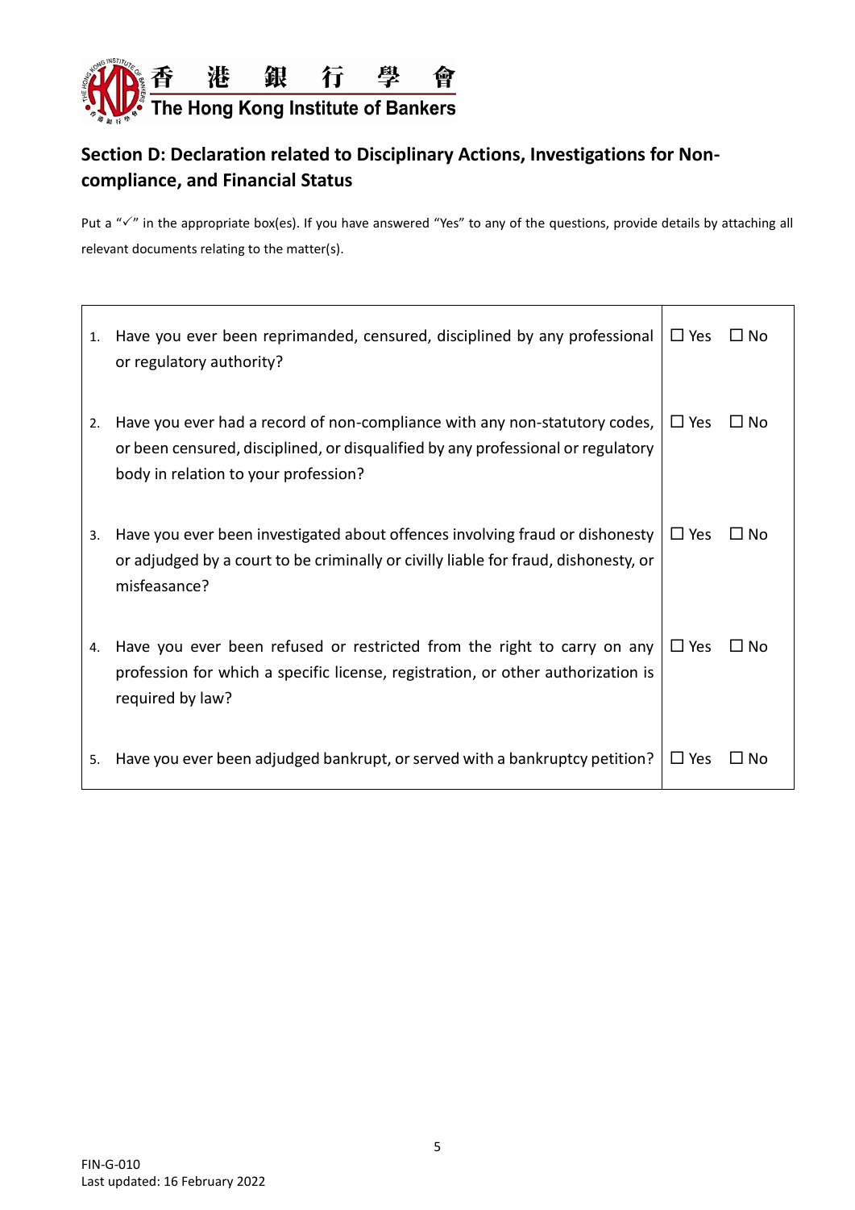## Section D: Declaration related to Disciplinary Actions, Investigations for Non-compliance, and Financial Status

Put a "✓" in the appropriate box(es). If you have answered "Yes" to any of the questions, provide details by attaching all relevant documents relating to the matter(s).

| | Question | Answer |
|---|---|---|
| 1. | Have you ever been reprimanded, censured, disciplined by any professional or regulatory authority? | ☐ Yes ☐ No |
| 2. | Have you ever had a record of non-compliance with any non-statutory codes, or been censured, disciplined, or disqualified by any professional or regulatory body in relation to your profession? | ☐ Yes ☐ No |
| 3. | Have you ever been investigated about offences involving fraud or dishonesty or adjudged by a court to be criminally or civilly liable for fraud, dishonesty, or misfeasance? | ☐ Yes ☐ No |
| 4. | Have you ever been refused or restricted from the right to carry on any profession for which a specific license, registration, or other authorization is required by law? | ☐ Yes ☐ No |
| 5. | Have you ever been adjudged bankrupt, or served with a bankruptcy petition? | ☐ Yes ☐ No |

FIN-G-010
Last updated: 16 February 2022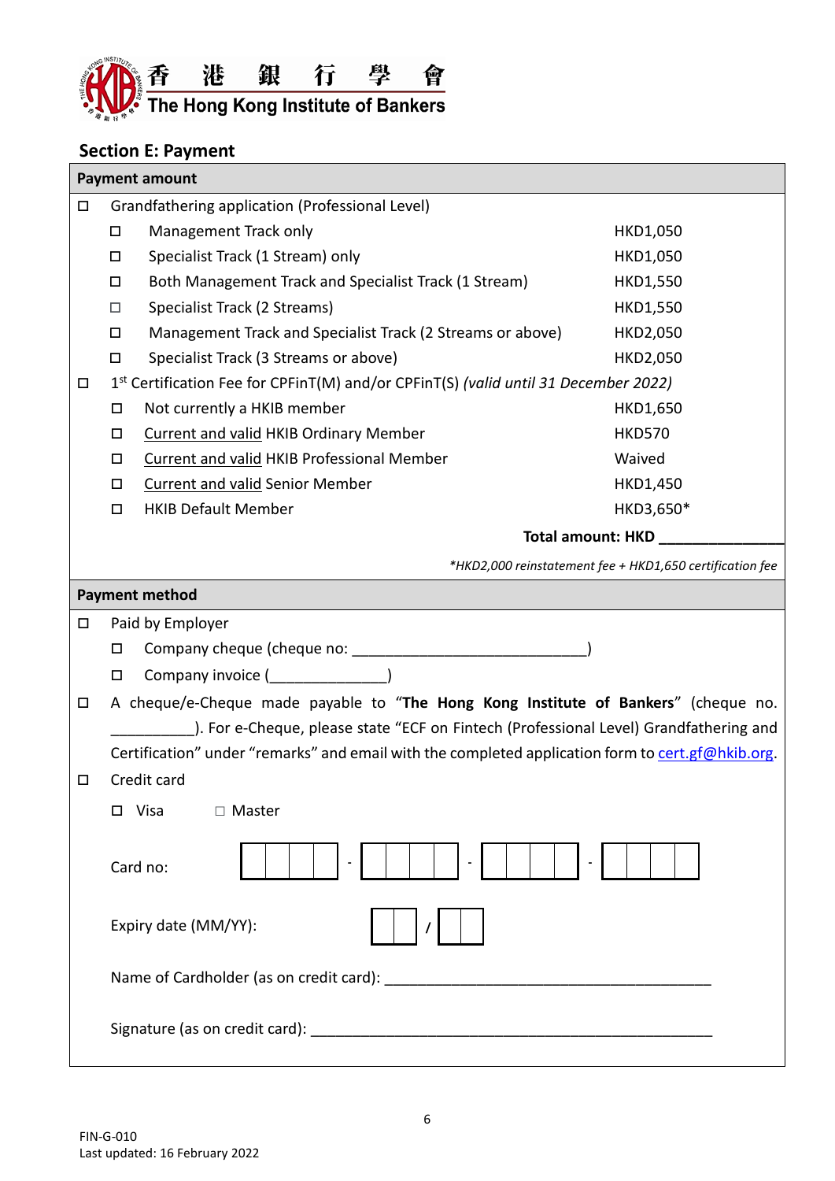香 港 銀 行 學 會
The Hong Kong Institute of Bankers

## Section E: Payment

**Payment amount**

- ☐ Grandfathering application (Professional Level)

| | | |
|---|---|---|
| ☐ | Management Track only | HKD1,050 |
| ☐ | Specialist Track (1 Stream) only | HKD1,050 |
| ☐ | Both Management Track and Specialist Track (1 Stream) | HKD1,550 |
| ☐ | Specialist Track (2 Streams) | HKD1,550 |
| ☐ | Management Track and Specialist Track (2 Streams or above) | HKD2,050 |
| ☐ | Specialist Track (3 Streams or above) | HKD2,050 |

- ☐ 1st Certification Fee for CPFinT(M) and/or CPFinT(S) *(valid until 31 December 2022)*

| | | |
|---|---|---|
| ☐ | Not currently a HKIB member | HKD1,650 |
| ☐ | Current and valid HKIB Ordinary Member | HKD570 |
| ☐ | Current and valid HKIB Professional Member | Waived |
| ☐ | Current and valid Senior Member | HKD1,450 |
| ☐ | HKIB Default Member | HKD3,650* |

**Total amount: HKD ______________**

*\*HKD2,000 reinstatement fee + HKD1,650 certification fee*

**Payment method**

- ☐ Paid by Employer
  - ☐ Company cheque (cheque no: ___________________________)
  - ☐ Company invoice (_____________)
- ☐ A cheque/e-Cheque made payable to "**The Hong Kong Institute of Bankers**" (cheque no. __________). For e-Cheque, please state "ECF on Fintech (Professional Level) Grandfathering and Certification" under "remarks" and email with the completed application form to cert.gf@hkib.org.
- ☐ Credit card
  - ☐ Visa ☐ Master

Card no: ☐☐☐☐ - ☐☐☐☐ - ☐☐☐☐ - ☐☐☐☐

Expiry date (MM/YY): ☐☐ / ☐☐

Name of Cardholder (as on credit card): ______________________________________

Signature (as on credit card): ______________________________________________

FIN-G-010
Last updated: 16 February 2022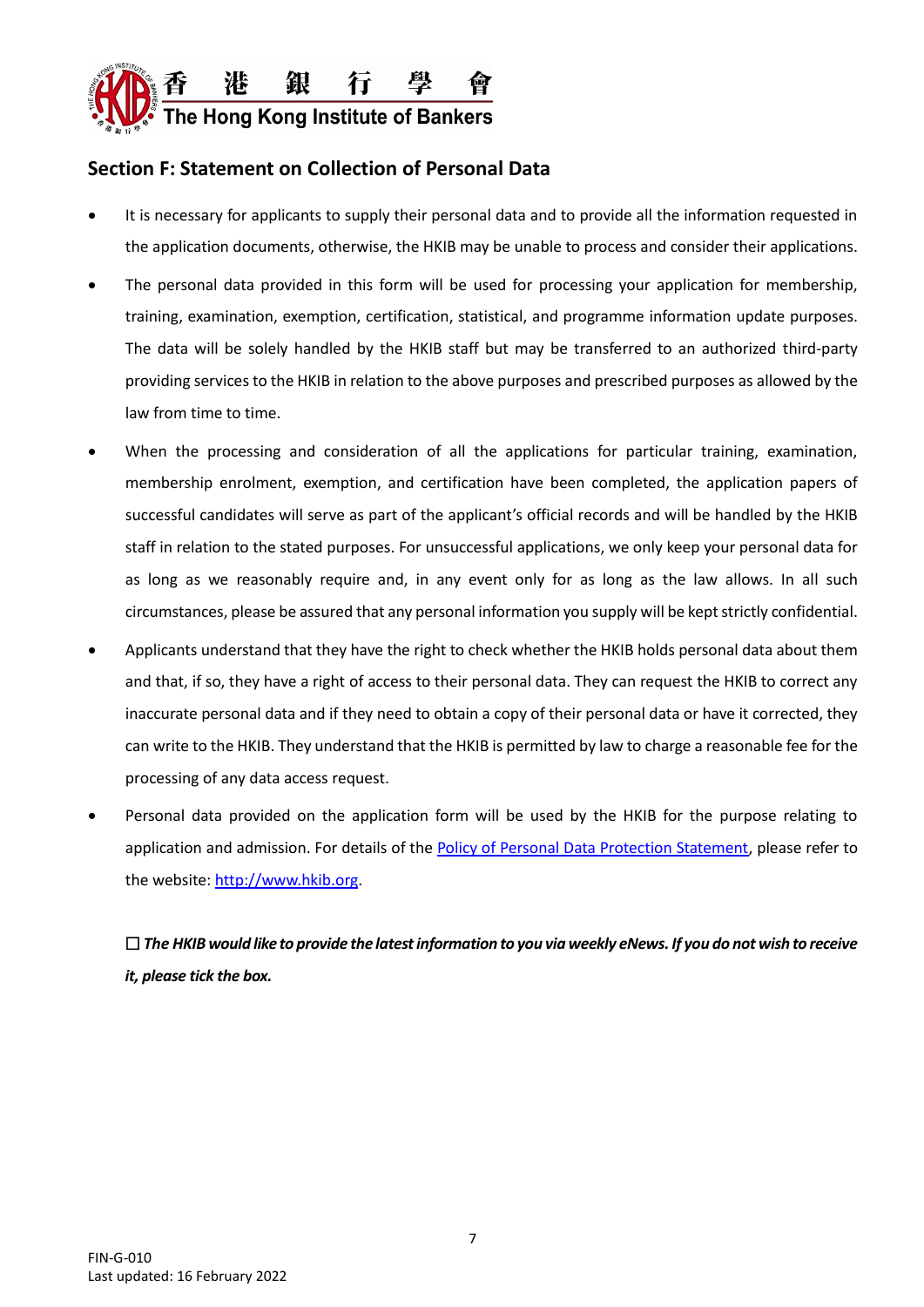## Section F: Statement on Collection of Personal Data

- It is necessary for applicants to supply their personal data and to provide all the information requested in the application documents, otherwise, the HKIB may be unable to process and consider their applications.
- The personal data provided in this form will be used for processing your application for membership, training, examination, exemption, certification, statistical, and programme information update purposes. The data will be solely handled by the HKIB staff but may be transferred to an authorized third-party providing services to the HKIB in relation to the above purposes and prescribed purposes as allowed by the law from time to time.
- When the processing and consideration of all the applications for particular training, examination, membership enrolment, exemption, and certification have been completed, the application papers of successful candidates will serve as part of the applicant's official records and will be handled by the HKIB staff in relation to the stated purposes. For unsuccessful applications, we only keep your personal data for as long as we reasonably require and, in any event only for as long as the law allows. In all such circumstances, please be assured that any personal information you supply will be kept strictly confidential.
- Applicants understand that they have the right to check whether the HKIB holds personal data about them and that, if so, they have a right of access to their personal data. They can request the HKIB to correct any inaccurate personal data and if they need to obtain a copy of their personal data or have it corrected, they can write to the HKIB. They understand that the HKIB is permitted by law to charge a reasonable fee for the processing of any data access request.
- Personal data provided on the application form will be used by the HKIB for the purpose relating to application and admission. For details of the [Policy of Personal Data Protection Statement](http://www.hkib.org), please refer to the website: [http://www.hkib.org](http://www.hkib.org).

☐ ***The HKIB would like to provide the latest information to you via weekly eNews. If you do not wish to receive it, please tick the box.***

FIN-G-010
Last updated: 16 February 2022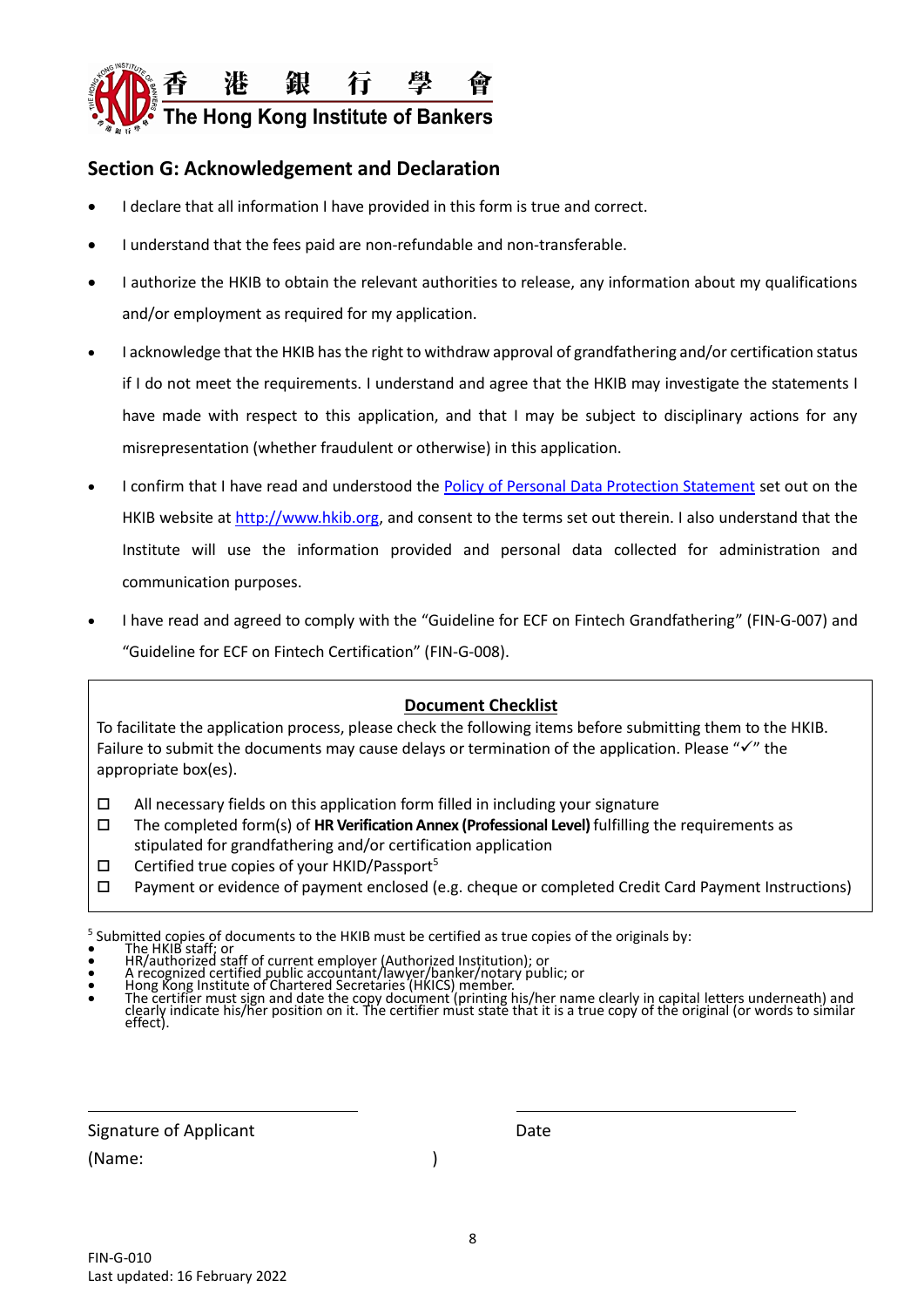## Section G: Acknowledgement and Declaration

- I declare that all information I have provided in this form is true and correct.
- I understand that the fees paid are non-refundable and non-transferable.
- I authorize the HKIB to obtain the relevant authorities to release, any information about my qualifications and/or employment as required for my application.
- I acknowledge that the HKIB has the right to withdraw approval of grandfathering and/or certification status if I do not meet the requirements. I understand and agree that the HKIB may investigate the statements I have made with respect to this application, and that I may be subject to disciplinary actions for any misrepresentation (whether fraudulent or otherwise) in this application.
- I confirm that I have read and understood the Policy of Personal Data Protection Statement set out on the HKIB website at http://www.hkib.org, and consent to the terms set out therein. I also understand that the Institute will use the information provided and personal data collected for administration and communication purposes.
- I have read and agreed to comply with the "Guideline for ECF on Fintech Grandfathering" (FIN-G-007) and "Guideline for ECF on Fintech Certification" (FIN-G-008).

**Document Checklist**

To facilitate the application process, please check the following items before submitting them to the HKIB. Failure to submit the documents may cause delays or termination of the application. Please "✓" the appropriate box(es).

- ☐ All necessary fields on this application form filled in including your signature
- ☐ The completed form(s) of **HR Verification Annex (Professional Level)** fulfilling the requirements as stipulated for grandfathering and/or certification application
- ☐ Certified true copies of your HKID/Passport[5]
- ☐ Payment or evidence of payment enclosed (e.g. cheque or completed Credit Card Payment Instructions)

[5] Submitted copies of documents to the HKIB must be certified as true copies of the originals by:
- The HKIB staff; or
- HR/authorized staff of current employer (Authorized Institution); or
- A recognized certified public accountant/lawyer/banker/notary public; or
- Hong Kong Institute of Chartered Secretaries (HKICS) member.
- The certifier must sign and date the copy document (printing his/her name clearly in capital letters underneath) and clearly indicate his/her position on it. The certifier must state that it is a true copy of the original (or words to similar effect).

\_\_\_\_\_\_\_\_\_\_\_\_\_\_\_\_\_\_\_\_\_\_\_\_\_\_\_\_\_\_ &nbsp;&nbsp;&nbsp;&nbsp;&nbsp;&nbsp; \_\_\_\_\_\_\_\_\_\_\_\_\_\_\_\_\_\_\_\_\_\_\_\_\_\_\_\_\_\_

Signature of Applicant &nbsp;&nbsp;&nbsp;&nbsp;&nbsp;&nbsp; Date

(Name: &nbsp;&nbsp;&nbsp;&nbsp;&nbsp;&nbsp;&nbsp;&nbsp;&nbsp;&nbsp;&nbsp;&nbsp;&nbsp;&nbsp;&nbsp;&nbsp;&nbsp;&nbsp;&nbsp;&nbsp; )

FIN-G-010
Last updated: 16 February 2022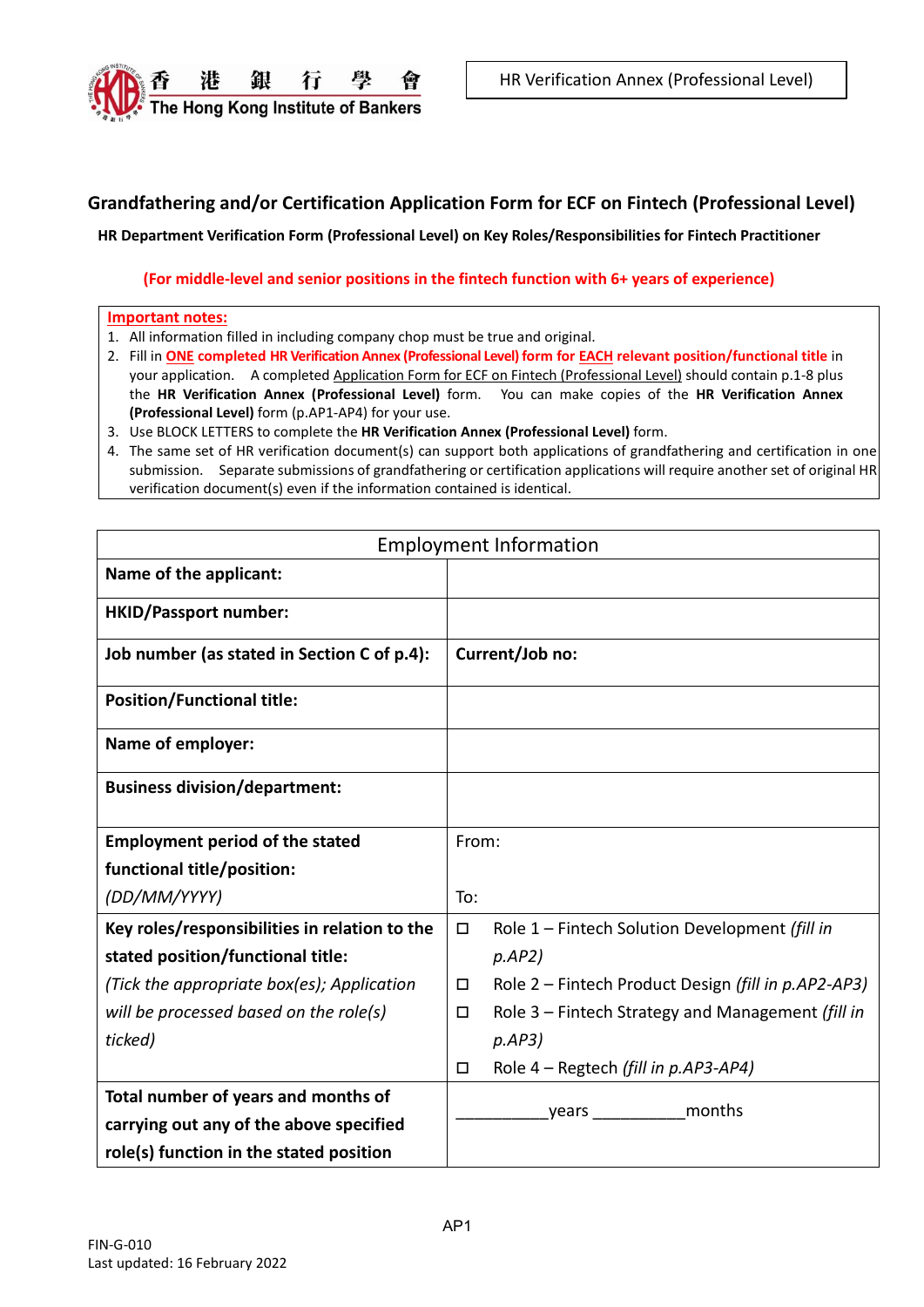香 港 銀 行 學 會
The Hong Kong Institute of Bankers

HR Verification Annex (Professional Level)

## Grandfathering and/or Certification Application Form for ECF on Fintech (Professional Level)

**HR Department Verification Form (Professional Level) on Key Roles/Responsibilities for Fintech Practitioner**

**(For middle-level and senior positions in the fintech function with 6+ years of experience)**

**Important notes:**

1. All information filled in including company chop must be true and original.
2. Fill in **ONE completed HR Verification Annex (Professional Level) form for EACH relevant position/functional title** in your application. A completed Application Form for ECF on Fintech (Professional Level) should contain p.1-8 plus the **HR Verification Annex (Professional Level)** form. You can make copies of the **HR Verification Annex (Professional Level)** form (p.AP1-AP4) for your use.
3. Use BLOCK LETTERS to complete the **HR Verification Annex (Professional Level)** form.
4. The same set of HR verification document(s) can support both applications of grandfathering and certification in one submission. Separate submissions of grandfathering or certification applications will require another set of original HR verification document(s) even if the information contained is identical.

| Employment Information | |
|---|---|
| **Name of the applicant:** | |
| **HKID/Passport number:** | |
| **Job number (as stated in Section C of p.4):** | **Current/Job no:** |
| **Position/Functional title:** | |
| **Name of employer:** | |
| **Business division/department:** | |
| **Employment period of the stated functional title/position:** *(DD/MM/YYYY)* | From:<br><br>To: |
| **Key roles/responsibilities in relation to the stated position/functional title:** *(Tick the appropriate box(es); Application will be processed based on the role(s) ticked)* | ☐ Role 1 – Fintech Solution Development *(fill in p.AP2)*<br>☐ Role 2 – Fintech Product Design *(fill in p.AP2-AP3)*<br>☐ Role 3 – Fintech Strategy and Management *(fill in p.AP3)*<br>☐ Role 4 – Regtech *(fill in p.AP3-AP4)* |
| **Total number of years and months of carrying out any of the above specified role(s) function in the stated position** | __________years __________months |

FIN-G-010
Last updated: 16 February 2022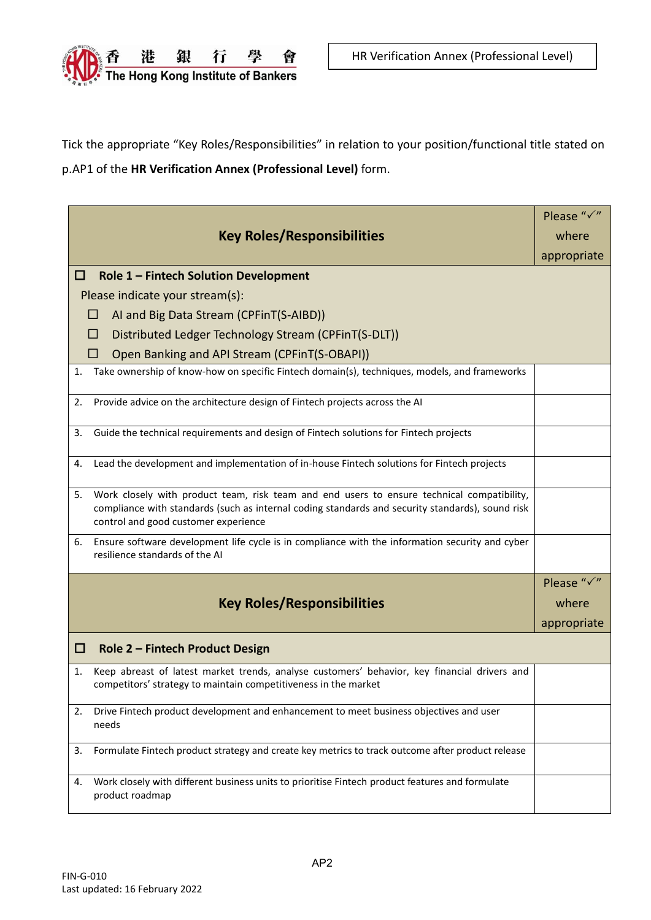Tick the appropriate "Key Roles/Responsibilities" in relation to your position/functional title stated on p.AP1 of the **HR Verification Annex (Professional Level)** form.

| **Key Roles/Responsibilities** | Please "✓" where appropriate |
|---|---|
| ☐ **Role 1 – Fintech Solution Development**<br>Please indicate your stream(s):<br>☐ AI and Big Data Stream (CPFinT(S-AIBD))<br>☐ Distributed Ledger Technology Stream (CPFinT(S-DLT))<br>☐ Open Banking and API Stream (CPFinT(S-OBAPI)) | |
| 1. Take ownership of know-how on specific Fintech domain(s), techniques, models, and frameworks | |
| 2. Provide advice on the architecture design of Fintech projects across the AI | |
| 3. Guide the technical requirements and design of Fintech solutions for Fintech projects | |
| 4. Lead the development and implementation of in-house Fintech solutions for Fintech projects | |
| 5. Work closely with product team, risk team and end users to ensure technical compatibility, compliance with standards (such as internal coding standards and security standards), sound risk control and good customer experience | |
| 6. Ensure software development life cycle is in compliance with the information security and cyber resilience standards of the AI | |

| **Key Roles/Responsibilities** | Please "✓" where appropriate |
|---|---|
| ☐ **Role 2 – Fintech Product Design** | |
| 1. Keep abreast of latest market trends, analyse customers' behavior, key financial drivers and competitors' strategy to maintain competitiveness in the market | |
| 2. Drive Fintech product development and enhancement to meet business objectives and user needs | |
| 3. Formulate Fintech product strategy and create key metrics to track outcome after product release | |
| 4. Work closely with different business units to prioritise Fintech product features and formulate product roadmap | |

FIN-G-010
Last updated: 16 February 2022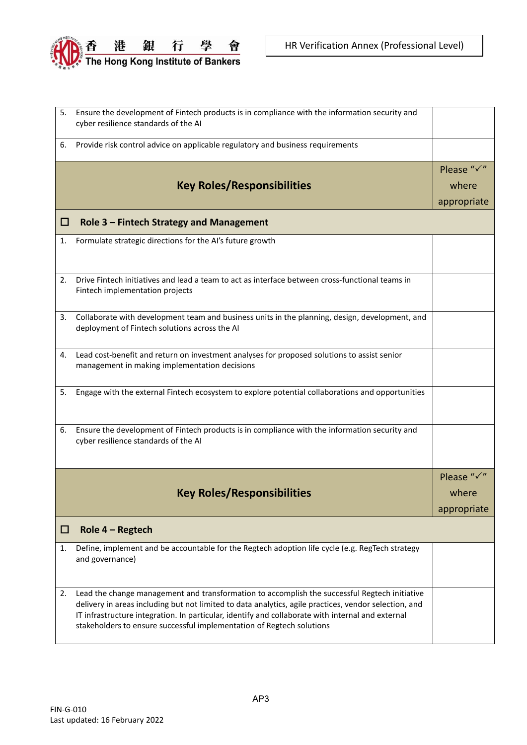| | |
|---|---|
| 5. Ensure the development of Fintech products is in compliance with the information security and cyber resilience standards of the AI | |
| 6. Provide risk control advice on applicable regulatory and business requirements | |

| **Key Roles/Responsibilities** | Please "✓" where appropriate |
|---|---|
| ☐ **Role 3 – Fintech Strategy and Management** | |
| 1. Formulate strategic directions for the AI's future growth | |
| 2. Drive Fintech initiatives and lead a team to act as interface between cross-functional teams in Fintech implementation projects | |
| 3. Collaborate with development team and business units in the planning, design, development, and deployment of Fintech solutions across the AI | |
| 4. Lead cost-benefit and return on investment analyses for proposed solutions to assist senior management in making implementation decisions | |
| 5. Engage with the external Fintech ecosystem to explore potential collaborations and opportunities | |
| 6. Ensure the development of Fintech products is in compliance with the information security and cyber resilience standards of the AI | |

| **Key Roles/Responsibilities** | Please "✓" where appropriate |
|---|---|
| ☐ **Role 4 – Regtech** | |
| 1. Define, implement and be accountable for the Regtech adoption life cycle (e.g. RegTech strategy and governance) | |
| 2. Lead the change management and transformation to accomplish the successful Regtech initiative delivery in areas including but not limited to data analytics, agile practices, vendor selection, and IT infrastructure integration. In particular, identify and collaborate with internal and external stakeholders to ensure successful implementation of Regtech solutions | |

AP3

FIN-G-010
Last updated: 16 February 2022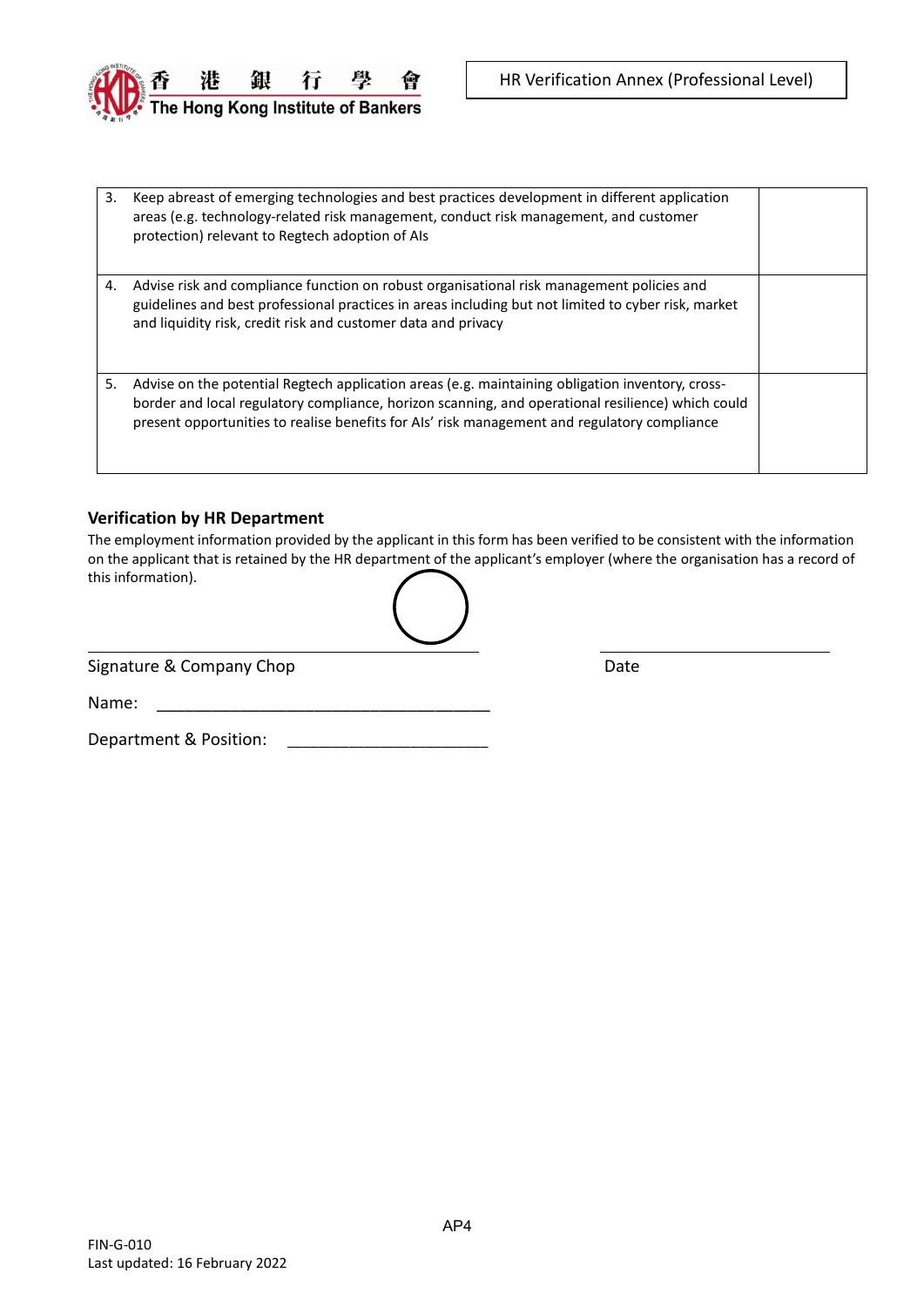| | |
|---|---|
| 3. Keep abreast of emerging technologies and best practices development in different application areas (e.g. technology-related risk management, conduct risk management, and customer protection) relevant to Regtech adoption of AIs | |
| 4. Advise risk and compliance function on robust organisational risk management policies and guidelines and best professional practices in areas including but not limited to cyber risk, market and liquidity risk, credit risk and customer data and privacy | |
| 5. Advise on the potential Regtech application areas (e.g. maintaining obligation inventory, cross-border and local regulatory compliance, horizon scanning, and operational resilience) which could present opportunities to realise benefits for AIs' risk management and regulatory compliance | |

### Verification by HR Department

The employment information provided by the applicant in this form has been verified to be consistent with the information on the applicant that is retained by the HR department of the applicant's employer (where the organisation has a record of this information).

______________________________________ ______________________

Signature & Company Chop Date

Name: ________________________________

Department & Position: ____________________

FIN-G-010
Last updated: 16 February 2022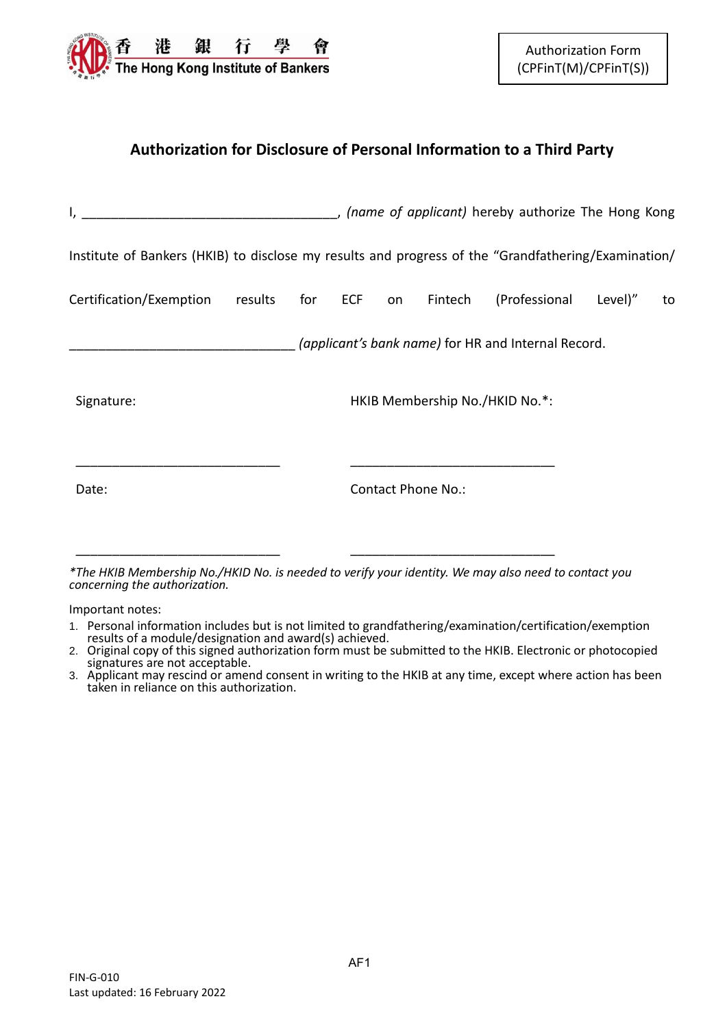香港銀行學會
The Hong Kong Institute of Bankers

Authorization Form
(CPFinT(M)/CPFinT(S))

## Authorization for Disclosure of Personal Information to a Third Party

I, ____________________________________, *(name of applicant)* hereby authorize The Hong Kong Institute of Bankers (HKIB) to disclose my results and progress of the "Grandfathering/Examination/ Certification/Exemption results for ECF on Fintech (Professional Level)" to ________________________________ *(applicant's bank name)* for HR and Internal Record.

Signature: _____________________________

HKIB Membership No./HKID No.*: _____________________________

Date: _____________________________

Contact Phone No.: _____________________________

*\*The HKIB Membership No./HKID No. is needed to verify your identity. We may also need to contact you concerning the authorization.*

Important notes:

1. Personal information includes but is not limited to grandfathering/examination/certification/exemption results of a module/designation and award(s) achieved.
2. Original copy of this signed authorization form must be submitted to the HKIB. Electronic or photocopied signatures are not acceptable.
3. Applicant may rescind or amend consent in writing to the HKIB at any time, except where action has been taken in reliance on this authorization.

AF1

FIN-G-010
Last updated: 16 February 2022